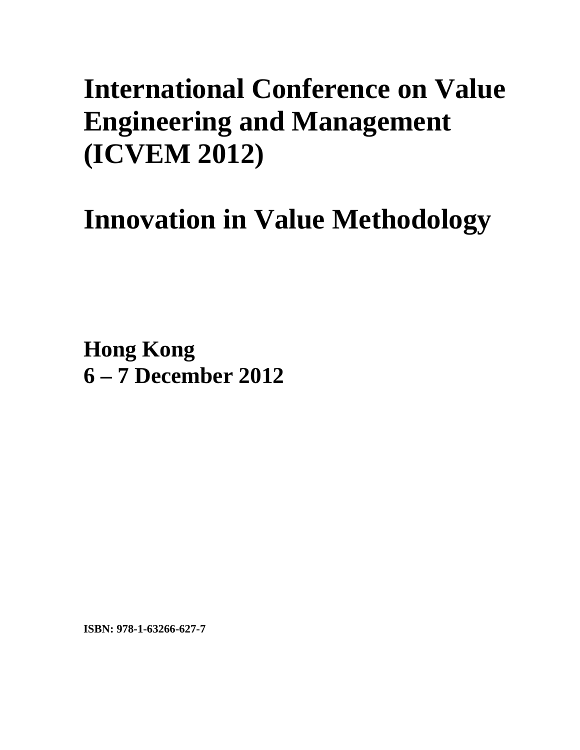# International Conference on Value Engineering and Management (ICVEM 2012)

# Innovation in Value Methodology

**Hong Kong**
**6 – 7 December 2012**

**ISBN: 978-1-63266-627-7**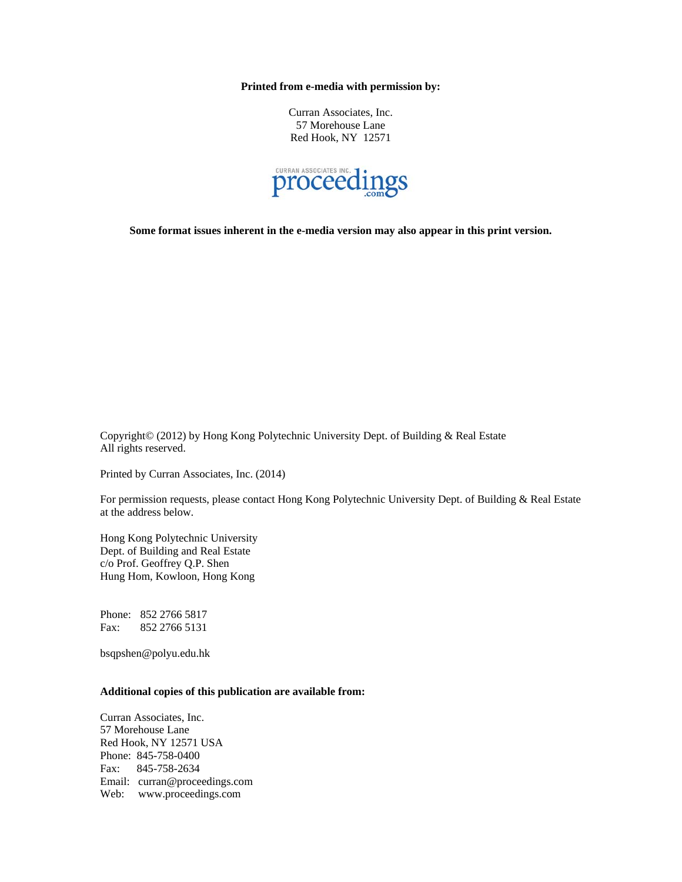**Printed from e-media with permission by:**

Curran Associates, Inc.
57 Morehouse Lane
Red Hook, NY 12571

CURRAN ASSOCIATES INC. proceedings .com

**Some format issues inherent in the e-media version may also appear in this print version.**

Copyright© (2012) by Hong Kong Polytechnic University Dept. of Building & Real Estate
All rights reserved.

Printed by Curran Associates, Inc. (2014)

For permission requests, please contact Hong Kong Polytechnic University Dept. of Building & Real Estate at the address below.

Hong Kong Polytechnic University
Dept. of Building and Real Estate
c/o Prof. Geoffrey Q.P. Shen
Hung Hom, Kowloon, Hong Kong

Phone: 852 2766 5817
Fax: 852 2766 5131

bsqpshen@polyu.edu.hk

**Additional copies of this publication are available from:**

Curran Associates, Inc.
57 Morehouse Lane
Red Hook, NY 12571 USA
Phone: 845-758-0400
Fax: 845-758-2634
Email: curran@proceedings.com
Web: www.proceedings.com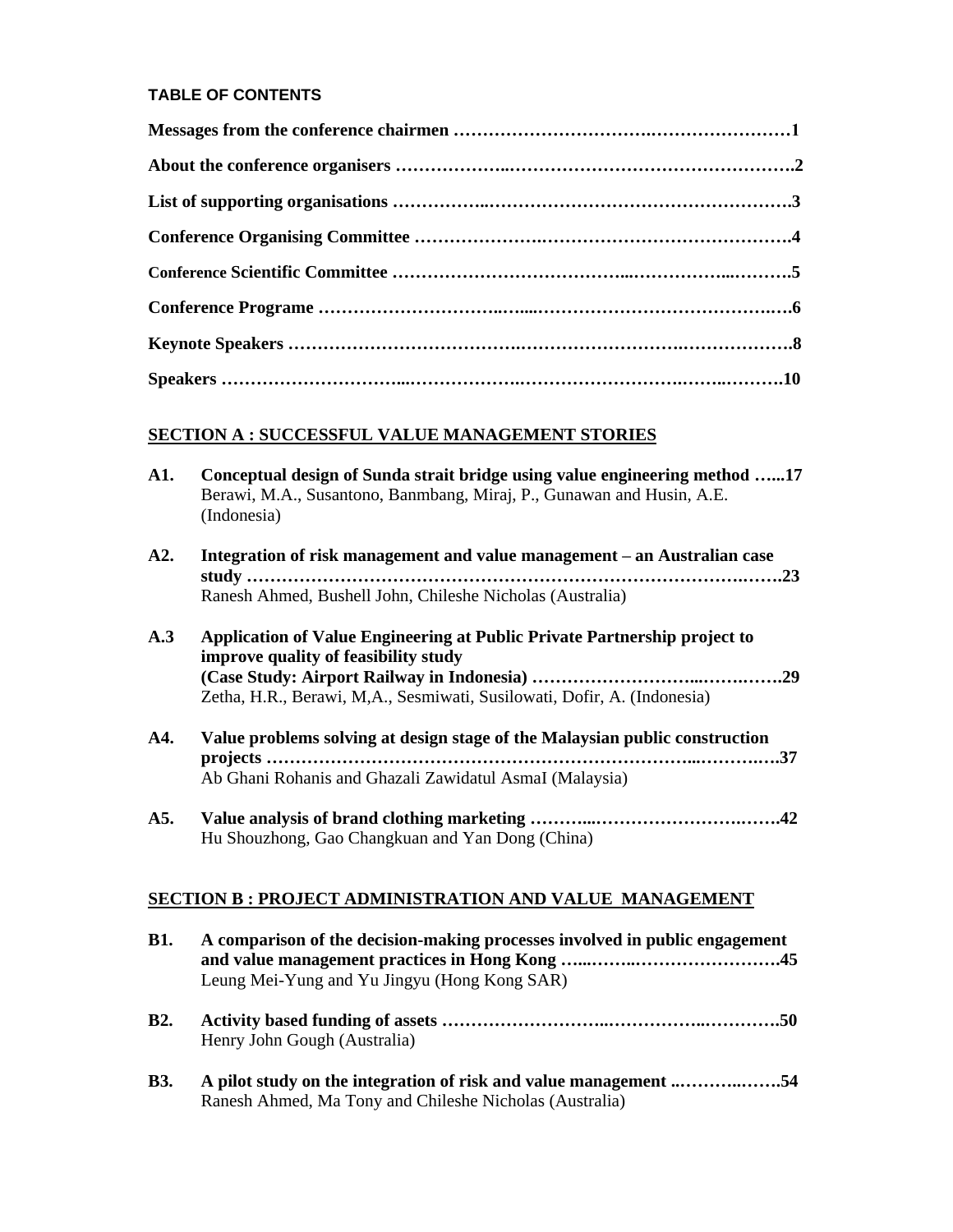**TABLE OF CONTENTS**

**Messages from the conference chairmen ……………………………….……………………1**

**About the conference organisers ………………..………………………………………….2**

**List of supporting organisations ……………..…………………………………………….3**

**Conference Organising Committee ……………….…………………………………….4**

**Conference Scientific Committee ………………………………...……………..……….5**

**Conference Programe ………………………..…....……………………………………….6**

**Keynote Speakers ……………………………….……………………….……………….8**

**Speakers ………………………....……………….……………………….……..……….10**

## SECTION A : SUCCESSFUL VALUE MANAGEMENT STORIES

**A1. Conceptual design of Sunda strait bridge using value engineering method …...17**
Berawi, M.A., Susantono, Banmbang, Miraj, P., Gunawan and Husin, A.E. (Indonesia)

**A2. Integration of risk management and value management – an Australian case study ……………………………………………………………………………….…….23**
Ranesh Ahmed, Bushell John, Chileshe Nicholas (Australia)

**A.3 Application of Value Engineering at Public Private Partnership project to improve quality of feasibility study (Case Study: Airport Railway in Indonesia) ……………………...…….…….29**
Zetha, H.R., Berawi, M,A., Sesmiwati, Susilowati, Dofir, A. (Indonesia)

**A4. Value problems solving at design stage of the Malaysian public construction projects ……………………………………………………………...………….….37**
Ab Ghani Rohanis and Ghazali Zawidatul AsmaI (Malaysia)

**A5. Value analysis of brand clothing marketing ………...………………….…….42**
Hu Shouzhong, Gao Changkuan and Yan Dong (China)

## SECTION B : PROJECT ADMINISTRATION AND VALUE MANAGEMENT

**B1. A comparison of the decision-making processes involved in public engagement and value management practices in Hong Kong …...……..…………………….45**
Leung Mei-Yung and Yu Jingyu (Hong Kong SAR)

**B2. Activity based funding of assets ……………………..……………..………….50**
Henry John Gough (Australia)

**B3. A pilot study on the integration of risk and value management ..……….…….54**
Ranesh Ahmed, Ma Tony and Chileshe Nicholas (Australia)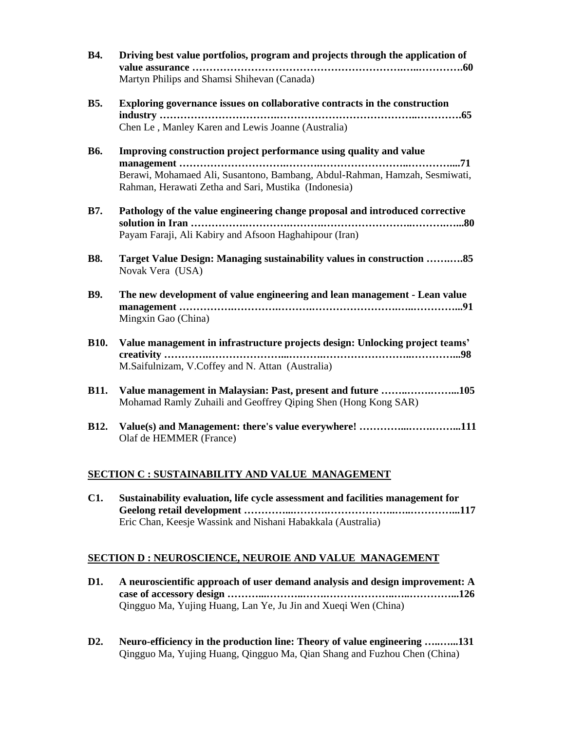**B4.** **Driving best value portfolios, program and projects through the application of value assurance …………………………………………………….…..………….60**
Martyn Philips and Shamsi Shihevan (Canada)

**B5.** **Exploring governance issues on collaborative contracts in the construction industry ………………………….……………………………………..………….65**
Chen Le , Manley Karen and Lewis Joanne (Australia)

**B6.** **Improving construction project performance using quality and value management ……………………….……….…………………..………….....71**
Berawi, Mohamaed Ali, Susantono, Bambang, Abdul-Rahman, Hamzah, Sesmiwati, Rahman, Herawati Zetha and Sari, Mustika (Indonesia)

**B7.** **Pathology of the value engineering change proposal and introduced corrective solution in Iran …………….……….……….…………………..……….…...80**
Payam Faraji, Ali Kabiry and Afsoon Haghahipour (Iran)

**B8.** **Target Value Design: Managing sustainability values in construction ……….85**
Novak Vera (USA)

**B9.** **The new development of value engineering and lean management - Lean value management ……………………….…………………….……..…………...91**
Mingxin Gao (China)

**B10.** **Value management in infrastructure projects design: Unlocking project teams' creativity …………..…………………..……….………………….…………...98**
M.Saifulnizam, V.Coffey and N. Attan (Australia)

**B11.** **Value management in Malaysian: Past, present and future ……..……..……...105**
Mohamad Ramly Zuhaili and Geoffrey Qiping Shen (Hong Kong SAR)

**B12.** **Value(s) and Management: there's value everywhere! …………...…….……...111**
Olaf de HEMMER (France)

## SECTION C : SUSTAINABILITY AND VALUE MANAGEMENT

**C1.** **Sustainability evaluation, life cycle assessment and facilities management for Geelong retail development …………...……….……………..…..…………...117**
Eric Chan, Keesje Wassink and Nishani Habakkala (Australia)

## SECTION D : NEUROSCIENCE, NEUROIE AND VALUE MANAGEMENT

**D1.** **A neuroscientific approach of user demand analysis and design improvement: A case of accessory design ………...………..…….………………..…..…………...126**
Qingguo Ma, Yujing Huang, Lan Ye, Ju Jin and Xueqi Wen (China)

**D2.** **Neuro-efficiency in the production line: Theory of value engineering …..…...131**
Qingguo Ma, Yujing Huang, Qingguo Ma, Qian Shang and Fuzhou Chen (China)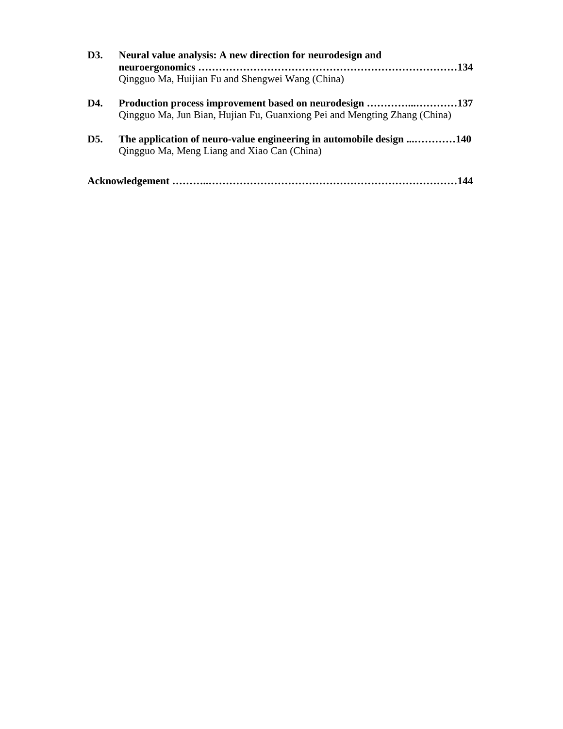**D3.** **Neural value analysis: A new direction for neurodesign and neuroergonomics ………………………………………………………………………134**
Qingguo Ma, Huijian Fu and Shengwei Wang (China)

**D4.** **Production process improvement based on neurodesign …………...…………137**
Qingguo Ma, Jun Bian, Hujian Fu, Guanxiong Pei and Mengting Zhang (China)

**D5.** **The application of neuro-value engineering in automobile design ...…………140**
Qingguo Ma, Meng Liang and Xiao Can (China)

**Acknowledgement ………..……………………………………………………………144**